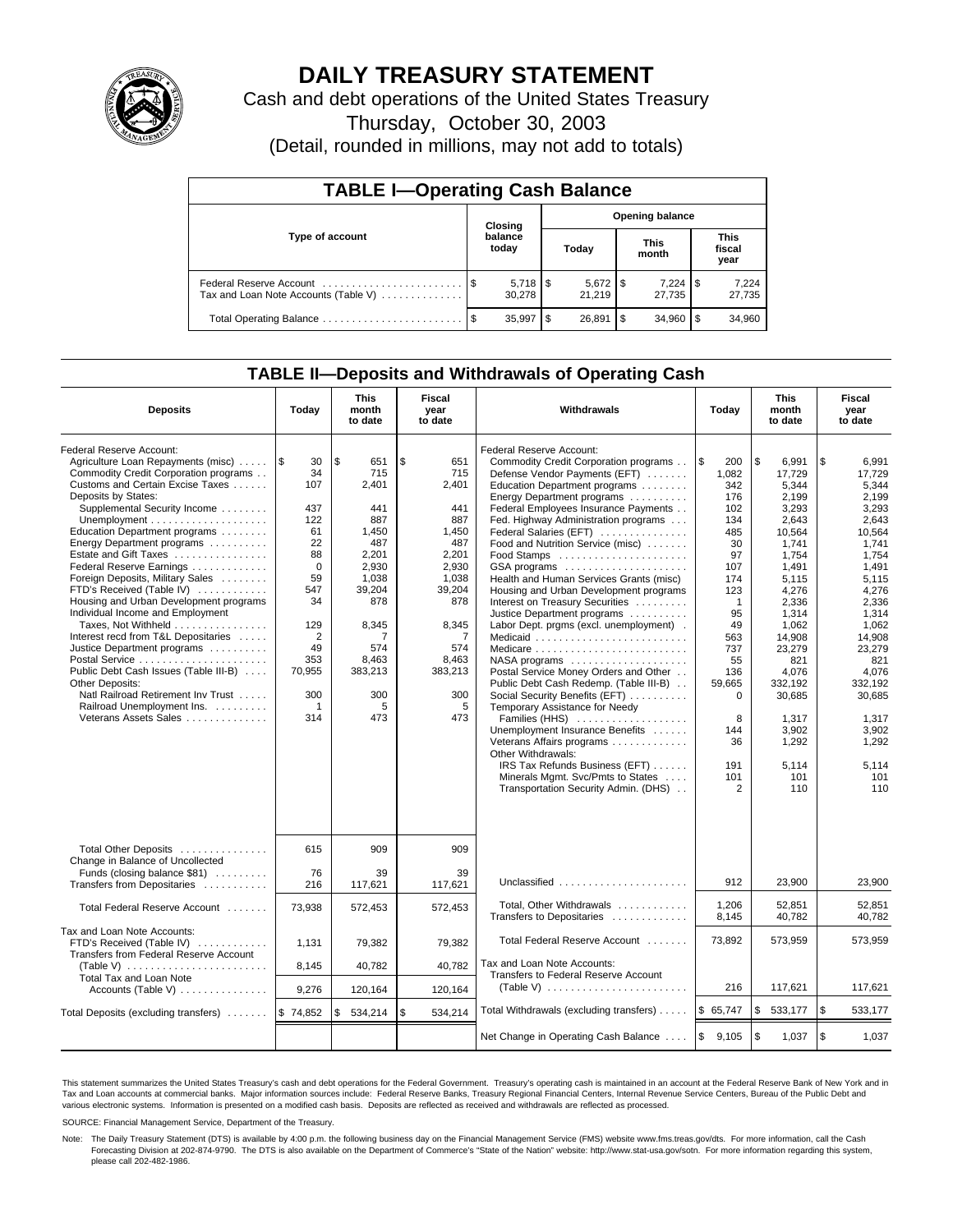# DAILY TREASURY STATEMENT

Cash and debt operations of the United States Treasury

Thursday, October 30, 2003

(Detail, rounded in millions, may not add to totals)

## TABLE I—Operating Cash Balance

| Type of account | Closing balance today | Opening balance Today | Opening balance This month | Opening balance This fiscal year |
|---|---|---|---|---|
| Federal Reserve Account | $ 5,718 | $ 5,672 | $ 7,224 | $ 7,224 |
| Tax and Loan Note Accounts (Table V) | 30,278 | 21,219 | 27,735 | 27,735 |
| Total Operating Balance | $ 35,997 | $ 26,891 | $ 34,960 | $ 34,960 |

## TABLE II—Deposits and Withdrawals of Operating Cash

| Deposits | Today | This month to date | Fiscal year to date | Withdrawals | Today | This month to date | Fiscal year to date |
|---|---|---|---|---|---|---|---|
| Federal Reserve Account: | | | | Federal Reserve Account: | | | |
| Agriculture Loan Repayments (misc) | $ 30 | $ 651 | $ 651 | Commodity Credit Corporation programs | $ 200 | $ 6,991 | $ 6,991 |
| Commodity Credit Corporation programs | 34 | 715 | 715 | Defense Vendor Payments (EFT) | 1,082 | 17,729 | 17,729 |
| Customs and Certain Excise Taxes | 107 | 2,401 | 2,401 | Education Department programs | 342 | 5,344 | 5,344 |
| Deposits by States: | | | | Energy Department programs | 176 | 2,199 | 2,199 |
| Supplemental Security Income | 437 | 441 | 441 | Federal Employees Insurance Payments | 102 | 3,293 | 3,293 |
| Unemployment | 122 | 887 | 887 | Fed. Highway Administration programs | 134 | 2,643 | 2,643 |
| Education Department programs | 61 | 1,450 | 1,450 | Federal Salaries (EFT) | 485 | 10,564 | 10,564 |
| Energy Department programs | 22 | 487 | 487 | Food and Nutrition Service (misc) | 30 | 1,741 | 1,741 |
| Estate and Gift Taxes | 88 | 2,201 | 2,201 | Food Stamps | 97 | 1,754 | 1,754 |
| Federal Reserve Earnings | 0 | 2,930 | 2,930 | GSA programs | 107 | 1,491 | 1,491 |
| Foreign Deposits, Military Sales | 59 | 1,038 | 1,038 | Health and Human Services Grants (misc) | 174 | 5,115 | 5,115 |
| FTD's Received (Table IV) | 547 | 39,204 | 39,204 | Housing and Urban Development programs | 123 | 4,276 | 4,276 |
| Housing and Urban Development programs | 34 | 878 | 878 | Interest on Treasury Securities | 1 | 2,336 | 2,336 |
| Individual Income and Employment | | | | Justice Department programs | 95 | 1,314 | 1,314 |
| Taxes, Not Withheld | 129 | 8,345 | 8,345 | Labor Dept. prgms (excl. unemployment) | 49 | 1,062 | 1,062 |
| Interest recd from T&L Depositaries | 2 | 7 | 7 | Medicaid | 563 | 14,908 | 14,908 |
| Justice Department programs | 49 | 574 | 574 | Medicare | 737 | 23,279 | 23,279 |
| Postal Service | 353 | 8,463 | 8,463 | NASA programs | 55 | 821 | 821 |
| Public Debt Cash Issues (Table III-B) | 70,955 | 383,213 | 383,213 | Postal Service Money Orders and Other | 136 | 4,076 | 4,076 |
| Other Deposits: | | | | Public Debt Cash Redemp. (Table III-B) | 59,665 | 332,192 | 332,192 |
| Natl Railroad Retirement Inv Trust | 300 | 300 | 300 | Social Security Benefits (EFT) | 0 | 30,685 | 30,685 |
| Railroad Unemployment Ins. | 1 | 5 | 5 | Temporary Assistance for Needy | | | |
| Veterans Assets Sales | 314 | 473 | 473 | Families (HHS) | 8 | 1,317 | 1,317 |
| | | | | Unemployment Insurance Benefits | 144 | 3,902 | 3,902 |
| | | | | Veterans Affairs programs | 36 | 1,292 | 1,292 |
| | | | | Other Withdrawals: | | | |
| | | | | IRS Tax Refunds Business (EFT) | 191 | 5,114 | 5,114 |
| | | | | Minerals Mgmt. Svc/Pmts to States | 101 | 101 | 101 |
| | | | | Transportation Security Admin. (DHS) | 2 | 110 | 110 |
| Total Other Deposits | 615 | 909 | 909 | | | | |
| Change in Balance of Uncollected | | | | | | | |
| Funds (closing balance $81) | 76 | 39 | 39 | | | | |
| Transfers from Depositaries | 216 | 117,621 | 117,621 | Unclassified | 912 | 23,900 | 23,900 |
| Total Federal Reserve Account | 73,938 | 572,453 | 572,453 | Total, Other Withdrawals | 1,206 | 52,851 | 52,851 |
| | | | | Transfers to Depositaries | 8,145 | 40,782 | 40,782 |
| Tax and Loan Note Accounts: | | | | | | | |
| FTD's Received (Table IV) | 1,131 | 79,382 | 79,382 | Total Federal Reserve Account | 73,892 | 573,959 | 573,959 |
| Transfers from Federal Reserve Account (Table V) | 8,145 | 40,782 | 40,782 | Tax and Loan Note Accounts: | | | |
| Total Tax and Loan Note Accounts (Table V) | 9,276 | 120,164 | 120,164 | Transfers to Federal Reserve Account (Table V) | 216 | 117,621 | 117,621 |
| Total Deposits (excluding transfers) | $ 74,852 | $ 534,214 | $ 534,214 | Total Withdrawals (excluding transfers) | $ 65,747 | $ 533,177 | $ 533,177 |
| | | | | Net Change in Operating Cash Balance | $ 9,105 | $ 1,037 | $ 1,037 |

This statement summarizes the United States Treasury's cash and debt operations for the Federal Government. Treasury's operating cash is maintained in an account at the Federal Reserve Bank of New York and in Tax and Loan accounts at commercial banks. Major information sources include: Federal Reserve Banks, Treasury Regional Financial Centers, Internal Revenue Service Centers, Bureau of the Public Debt and various electronic systems. Information is presented on a modified cash basis. Deposits are reflected as received and withdrawals are reflected as processed.

SOURCE: Financial Management Service, Department of the Treasury.

Note: The Daily Treasury Statement (DTS) is available by 4:00 p.m. the following business day on the Financial Management Service (FMS) website www.fms.treas.gov/dts. For more information, call the Cash Forecasting Division at 202-874-9790. The DTS is also available on the Department of Commerce's "State of the Nation" website: http://www.stat-usa.gov/sotn. For more information regarding this system, please call 202-482-1986.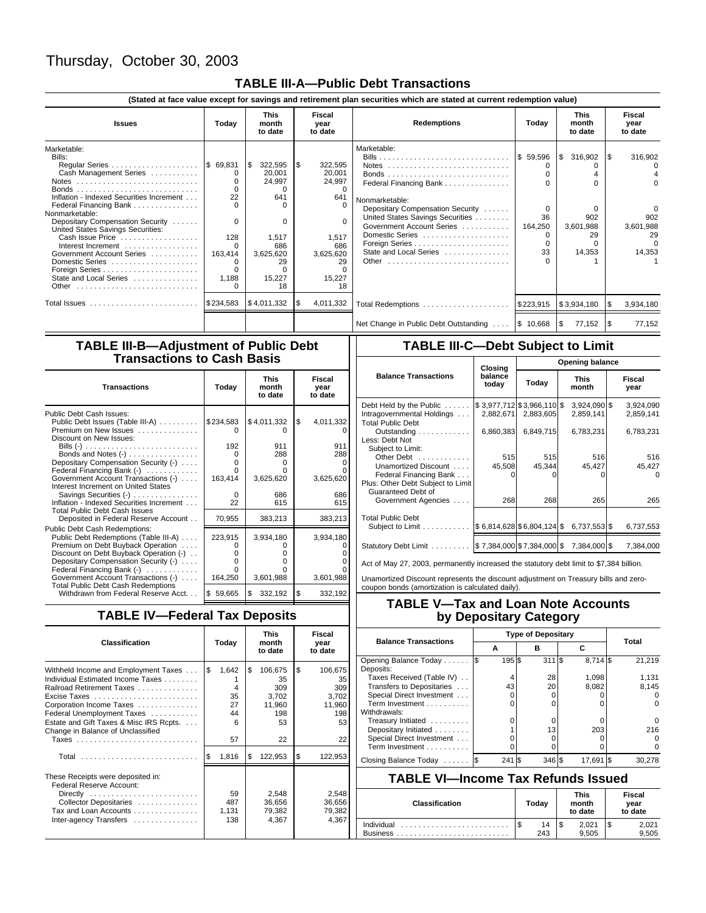# Thursday, October 30, 2003

## TABLE III-A—Public Debt Transactions

(Stated at face value except for savings and retirement plan securities which are stated at current redemption value)

| Issues | Today | This month to date | Fiscal year to date |
|---|---|---|---|
| Marketable: | | | |
| Bills: | | | |
| Regular Series | $ 69,831 | $ 322,595 | $ 322,595 |
| Cash Management Series | 0 | 20,001 | 20,001 |
| Notes | 0 | 24,997 | 24,997 |
| Bonds | 0 | 0 | 0 |
| Inflation - Indexed Securities Increment | 22 | 641 | 641 |
| Federal Financing Bank | 0 | 0 | 0 |
| Nonmarketable: | | | |
| Depositary Compensation Security | 0 | 0 | 0 |
| United States Savings Securities: | | | |
| Cash Issue Price | 128 | 1,517 | 1,517 |
| Interest Increment | 0 | 686 | 686 |
| Government Account Series | 163,414 | 3,625,620 | 3,625,620 |
| Domestic Series | 0 | 29 | 29 |
| Foreign Series | 0 | 0 | 0 |
| State and Local Series | 1,188 | 15,227 | 15,227 |
| Other | 0 | 18 | 18 |
| Total Issues | $ 234,583 | $ 4,011,332 | $ 4,011,332 |

| Redemptions | Today | This month to date | Fiscal year to date |
|---|---|---|---|
| Marketable: | | | |
| Bills | $ 59,596 | $ 316,902 | $ 316,902 |
| Notes | 0 | 0 | 0 |
| Bonds | 0 | 4 | 4 |
| Federal Financing Bank | 0 | 0 | 0 |
| Nonmarketable: | | | |
| Depositary Compensation Security | 0 | 0 | 0 |
| United States Savings Securities | 36 | 902 | 902 |
| Government Account Series | 164,250 | 3,601,988 | 3,601,988 |
| Domestic Series | 0 | 29 | 29 |
| Foreign Series | 0 | 0 | 0 |
| State and Local Series | 33 | 14,353 | 14,353 |
| Other | 0 | 1 | 1 |
| Total Redemptions | $ 223,915 | $ 3,934,180 | $ 3,934,180 |
| Net Change in Public Debt Outstanding | $ 10,668 | $ 77,152 | $ 77,152 |

## TABLE III-B—Adjustment of Public Debt Transactions to Cash Basis

| Transactions | Today | This month to date | Fiscal year to date |
|---|---|---|---|
| Public Debt Cash Issues: | | | |
| Public Debt Issues (Table III-A) | $ 234,583 | $ 4,011,332 | $ 4,011,332 |
| Premium on New Issues | 0 | 0 | 0 |
| Discount on New Issues: | | | |
| Bills (-) | 192 | 911 | 911 |
| Bonds and Notes (-) | 0 | 288 | 288 |
| Depositary Compensation Security (-) | 0 | 0 | 0 |
| Federal Financing Bank (-) | 0 | 0 | 0 |
| Government Account Transactions (-) | 163,414 | 3,625,620 | 3,625,620 |
| Interest Increment on United States Savings Securities (-) | 0 | 686 | 686 |
| Inflation - Indexed Securities Increment | 22 | 615 | 615 |
| Total Public Debt Cash Issues Deposited in Federal Reserve Account | 70,955 | 383,213 | 383,213 |
| Public Debt Cash Redemptions: | | | |
| Public Debt Redemptions (Table III-A) | 223,915 | 3,934,180 | 3,934,180 |
| Premium on Debt Buyback Operation | 0 | 0 | 0 |
| Discount on Debt Buyback Operation (-) | 0 | 0 | 0 |
| Depositary Compensation Security (-) | 0 | 0 | 0 |
| Federal Financing Bank (-) | 0 | 0 | 0 |
| Government Account Transactions (-) | 164,250 | 3,601,988 | 3,601,988 |
| Total Public Debt Cash Redemptions Withdrawn from Federal Reserve Acct. | $ 59,665 | $ 332,192 | $ 332,192 |

## TABLE III-C—Debt Subject to Limit

| Balance Transactions | Closing balance today | Opening balance Today | Opening balance This month | Opening balance Fiscal year |
|---|---|---|---|---|
| Debt Held by the Public | $ 3,977,712 | $ 3,966,110 | $ 3,924,090 | $ 3,924,090 |
| Intragovernmental Holdings | 2,882,671 | 2,883,605 | 2,859,141 | 2,859,141 |
| Total Public Debt Outstanding | 6,860,383 | 6,849,715 | 6,783,231 | 6,783,231 |
| Less: Debt Not Subject to Limit: | | | | |
| Other Debt | 515 | 515 | 516 | 516 |
| Unamortized Discount | 45,508 | 45,344 | 45,427 | 45,427 |
| Federal Financing Bank | 0 | 0 | 0 | 0 |
| Plus: Other Debt Subject to Limit Guaranteed Debt of Government Agencies | 268 | 268 | 265 | 265 |
| Total Public Debt Subject to Limit | $ 6,814,628 | $ 6,804,124 | $ 6,737,553 | $ 6,737,553 |
| Statutory Debt Limit | $ 7,384,000 | $ 7,384,000 | $ 7,384,000 | $ 7,384,000 |

Act of May 27, 2003, permanently increased the statutory debt limit to $7,384 billion.

Unamortized Discount represents the discount adjustment on Treasury bills and zero-coupon bonds (amortization is calculated daily).

## TABLE IV—Federal Tax Deposits

| Classification | Today | This month to date | Fiscal year to date |
|---|---|---|---|
| Withheld Income and Employment Taxes | $ 1,642 | $ 106,675 | $ 106,675 |
| Individual Estimated Income Taxes | 1 | 35 | 35 |
| Railroad Retirement Taxes | 4 | 309 | 309 |
| Excise Taxes | 35 | 3,702 | 3,702 |
| Corporation Income Taxes | 27 | 11,960 | 11,960 |
| Federal Unemployment Taxes | 44 | 198 | 198 |
| Estate and Gift Taxes & Misc IRS Rcpts. | 6 | 53 | 53 |
| Change in Balance of Unclassified Taxes | 57 | 22 | 22 |
| Total | $ 1,816 | $ 122,953 | $ 122,953 |
| These Receipts were deposited in: | | | |
| Federal Reserve Account: | | | |
| Directly | 59 | 2,548 | 2,548 |
| Collector Depositaries | 487 | 36,656 | 36,656 |
| Tax and Loan Accounts | 1,131 | 79,382 | 79,382 |
| Inter-agency Transfers | 138 | 4,367 | 4,367 |

## TABLE V—Tax and Loan Note Accounts by Depositary Category

| Balance Transactions | Type of Depositary A | B | C | Total |
|---|---|---|---|---|
| Opening Balance Today | $ 195 | $ 311 | $ 8,714 | $ 21,219 |
| Deposits: | | | | |
| Taxes Received (Table IV) | 4 | 28 | 1,098 | 1,131 |
| Transfers to Depositaries | 43 | 20 | 8,082 | 8,145 |
| Special Direct Investment | 0 | 0 | 0 | 0 |
| Term Investment | 0 | 0 | 0 | 0 |
| Withdrawals: | | | | |
| Treasury Initiated | 0 | 0 | 0 | 0 |
| Depositary Initiated | 1 | 13 | 203 | 216 |
| Special Direct Investment | 0 | 0 | 0 | 0 |
| Term Investment | 0 | 0 | 0 | 0 |
| Closing Balance Today | $ 241 | $ 346 | $ 17,691 | $ 30,278 |

## TABLE VI—Income Tax Refunds Issued

| Classification | Today | This month to date | Fiscal year to date |
|---|---|---|---|
| Individual | $ 14 | $ 2,021 | $ 2,021 |
| Business | 243 | 9,505 | 9,505 |